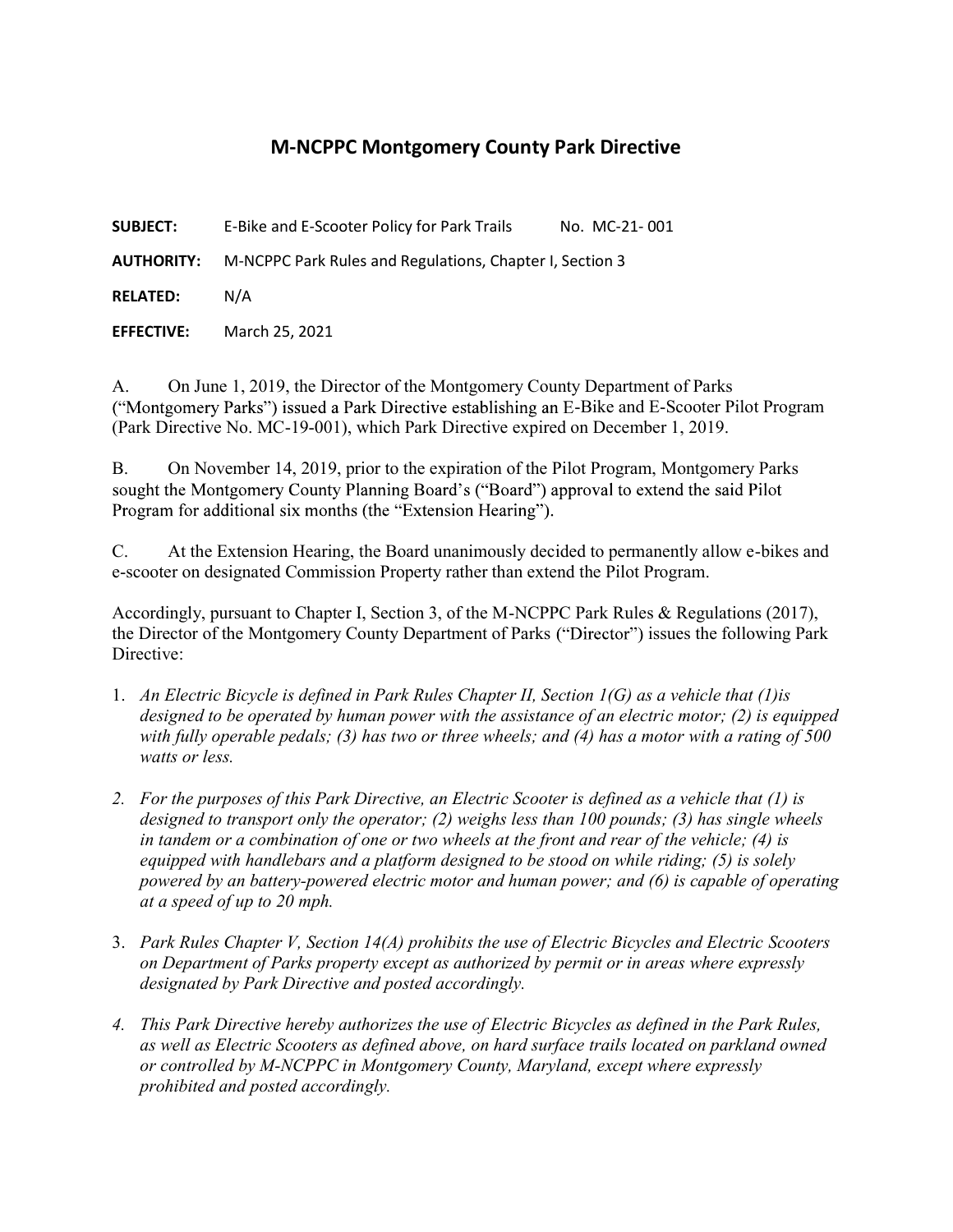# M-NCPPC Montgomery County Park Directive

**SUBJECT:** E-Bike and E-Scooter Policy for Park Trails No. MC-21- 001

**AUTHORITY:** M-NCPPC Park Rules and Regulations, Chapter I, Section 3

**RELATED:** N/A

**EFFECTIVE:** March 25, 2021

A. On June 1, 2019, the Director of the Montgomery County Department of Parks ("Montgomery Parks") issued a Park Directive establishing an E-Bike and E-Scooter Pilot Program (Park Directive No. MC-19-001), which Park Directive expired on December 1, 2019.

B. On November 14, 2019, prior to the expiration of the Pilot Program, Montgomery Parks sought the Montgomery County Planning Board's ("Board") approval to extend the said Pilot Program for additional six months (the "Extension Hearing").

C. At the Extension Hearing, the Board unanimously decided to permanently allow e-bikes and e-scooter on designated Commission Property rather than extend the Pilot Program.

Accordingly, pursuant to Chapter I, Section 3, of the M-NCPPC Park Rules & Regulations (2017), the Director of the Montgomery County Department of Parks ("Director") issues the following Park Directive:

1. *An Electric Bicycle is defined in Park Rules Chapter II, Section 1(G) as a vehicle that (1)is designed to be operated by human power with the assistance of an electric motor; (2) is equipped with fully operable pedals; (3) has two or three wheels; and (4) has a motor with a rating of 500 watts or less.*

2. *For the purposes of this Park Directive, an Electric Scooter is defined as a vehicle that (1) is designed to transport only the operator; (2) weighs less than 100 pounds; (3) has single wheels in tandem or a combination of one or two wheels at the front and rear of the vehicle; (4) is equipped with handlebars and a platform designed to be stood on while riding; (5) is solely powered by an battery-powered electric motor and human power; and (6) is capable of operating at a speed of up to 20 mph.*

3. *Park Rules Chapter V, Section 14(A) prohibits the use of Electric Bicycles and Electric Scooters on Department of Parks property except as authorized by permit or in areas where expressly designated by Park Directive and posted accordingly.*

4. *This Park Directive hereby authorizes the use of Electric Bicycles as defined in the Park Rules, as well as Electric Scooters as defined above, on hard surface trails located on parkland owned or controlled by M-NCPPC in Montgomery County, Maryland, except where expressly prohibited and posted accordingly.*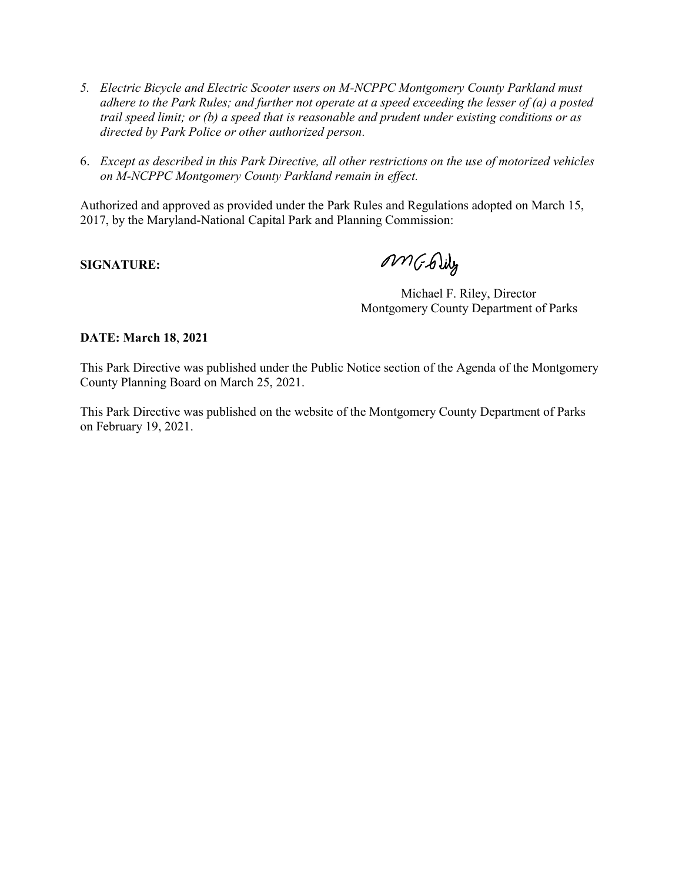5. *Electric Bicycle and Electric Scooter users on M-NCPPC Montgomery County Parkland must adhere to the Park Rules; and further not operate at a speed exceeding the lesser of (a) a posted trail speed limit; or (b) a speed that is reasonable and prudent under existing conditions or as directed by Park Police or other authorized person.*

6. *Except as described in this Park Directive, all other restrictions on the use of motorized vehicles on M-NCPPC Montgomery County Parkland remain in effect.*

Authorized and approved as provided under the Park Rules and Regulations adopted on March 15, 2017, by the Maryland-National Capital Park and Planning Commission:

**SIGNATURE:**

Michael F. Riley, Director
Montgomery County Department of Parks

**DATE: March 18, 2021**

This Park Directive was published under the Public Notice section of the Agenda of the Montgomery County Planning Board on March 25, 2021.

This Park Directive was published on the website of the Montgomery County Department of Parks on February 19, 2021.